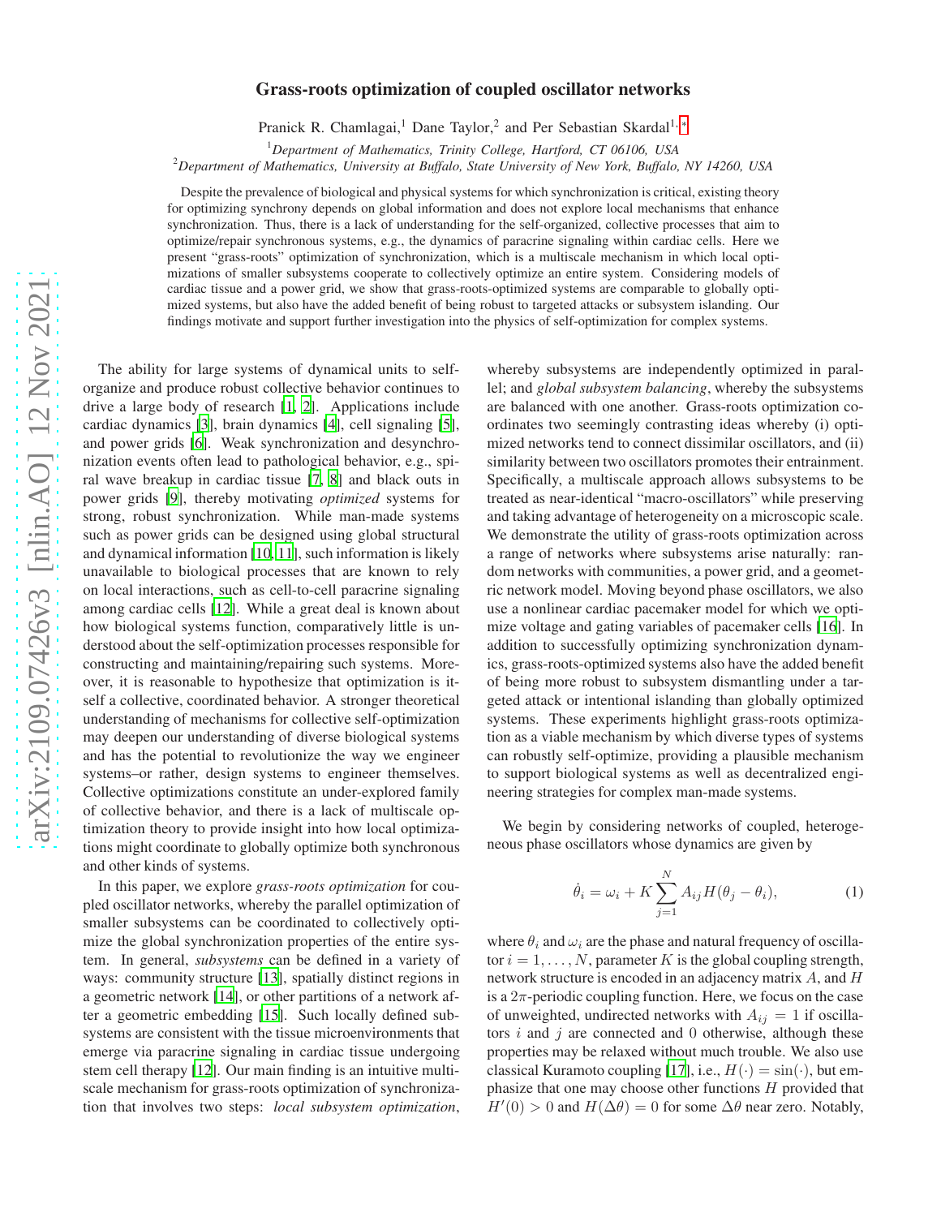# Grass-roots optimization of coupled oscillator networks

Pranick R. Chamlagai,[1] Dane Taylor,[2] and Per Sebastian Skardal[1,*]

[1] *Department of Mathematics, Trinity College, Hartford, CT 06106, USA*
[2] *Department of Mathematics, University at Buffalo, State University of New York, Buffalo, NY 14260, USA*

Despite the prevalence of biological and physical systems for which synchronization is critical, existing theory for optimizing synchrony depends on global information and does not explore local mechanisms that enhance synchronization. Thus, there is a lack of understanding for the self-organized, collective processes that aim to optimize/repair synchronous systems, e.g., the dynamics of paracrine signaling within cardiac cells. Here we present "grass-roots" optimization of synchronization, which is a multiscale mechanism in which local optimizations of smaller subsystems cooperate to collectively optimize an entire system. Considering models of cardiac tissue and a power grid, we show that grass-roots-optimized systems are comparable to globally optimized systems, but also have the added benefit of being robust to targeted attacks or subsystem islanding. Our findings motivate and support further investigation into the physics of self-optimization for complex systems.

The ability for large systems of dynamical units to self-organize and produce robust collective behavior continues to drive a large body of research [1, 2]. Applications include cardiac dynamics [3], brain dynamics [4], cell signaling [5], and power grids [6]. Weak synchronization and desynchronization events often lead to pathological behavior, e.g., spiral wave breakup in cardiac tissue [7, 8] and black outs in power grids [9], thereby motivating *optimized* systems for strong, robust synchronization. While man-made systems such as power grids can be designed using global structural and dynamical information [10, 11], such information is likely unavailable to biological processes that are known to rely on local interactions, such as cell-to-cell paracrine signaling among cardiac cells [12]. While a great deal is known about how biological systems function, comparatively little is understood about the self-optimization processes responsible for constructing and maintaining/repairing such systems. Moreover, it is reasonable to hypothesize that optimization is itself a collective, coordinated behavior. A stronger theoretical understanding of mechanisms for collective self-optimization may deepen our understanding of diverse biological systems and has the potential to revolutionize the way we engineer systems–or rather, design systems to engineer themselves. Collective optimizations constitute an under-explored family of collective behavior, and there is a lack of multiscale optimization theory to provide insight into how local optimizations might coordinate to globally optimize both synchronous and other kinds of systems.

In this paper, we explore *grass-roots optimization* for coupled oscillator networks, whereby the parallel optimization of smaller subsystems can be coordinated to collectively optimize the global synchronization properties of the entire system. In general, *subsystems* can be defined in a variety of ways: community structure [13], spatially distinct regions in a geometric network [14], or other partitions of a network after a geometric embedding [15]. Such locally defined subsystems are consistent with the tissue microenvironments that emerge via paracrine signaling in cardiac tissue undergoing stem cell therapy [12]. Our main finding is an intuitive multiscale mechanism for grass-roots optimization of synchronization that involves two steps: *local subsystem optimization*, whereby subsystems are independently optimized in parallel; and *global subsystem balancing*, whereby the subsystems are balanced with one another. Grass-roots optimization coordinates two seemingly contrasting ideas whereby (i) optimized networks tend to connect dissimilar oscillators, and (ii) similarity between two oscillators promotes their entrainment. Specifically, a multiscale approach allows subsystems to be treated as near-identical "macro-oscillators" while preserving and taking advantage of heterogeneity on a microscopic scale. We demonstrate the utility of grass-roots optimization across a range of networks where subsystems arise naturally: random networks with communities, a power grid, and a geometric network model. Moving beyond phase oscillators, we also use a nonlinear cardiac pacemaker model for which we optimize voltage and gating variables of pacemaker cells [16]. In addition to successfully optimizing synchronization dynamics, grass-roots-optimized systems also have the added benefit of being more robust to subsystem dismantling under a targeted attack or intentional islanding than globally optimized systems. These experiments highlight grass-roots optimization as a viable mechanism by which diverse types of systems can robustly self-optimize, providing a plausible mechanism to support biological systems as well as decentralized engineering strategies for complex man-made systems.

We begin by considering networks of coupled, heterogeneous phase oscillators whose dynamics are given by

$$\dot{\theta}_i = \omega_i + K\sum_{j=1}^{N} A_{ij} H(\theta_j - \theta_i), \tag{1}$$

where $\theta_i$ and $\omega_i$ are the phase and natural frequency of oscillator $i = 1, \ldots, N$, parameter $K$ is the global coupling strength, network structure is encoded in an adjacency matrix $A$, and $H$ is a $2\pi$-periodic coupling function. Here, we focus on the case of unweighted, undirected networks with $A_{ij} = 1$ if oscillators $i$ and $j$ are connected and $0$ otherwise, although these properties may be relaxed without much trouble. We also use classical Kuramoto coupling [17], i.e., $H(\cdot) = \sin(\cdot)$, but emphasize that one may choose other functions $H$ provided that $H'(0) > 0$ and $H(\Delta\theta) = 0$ for some $\Delta\theta$ near zero. Notably,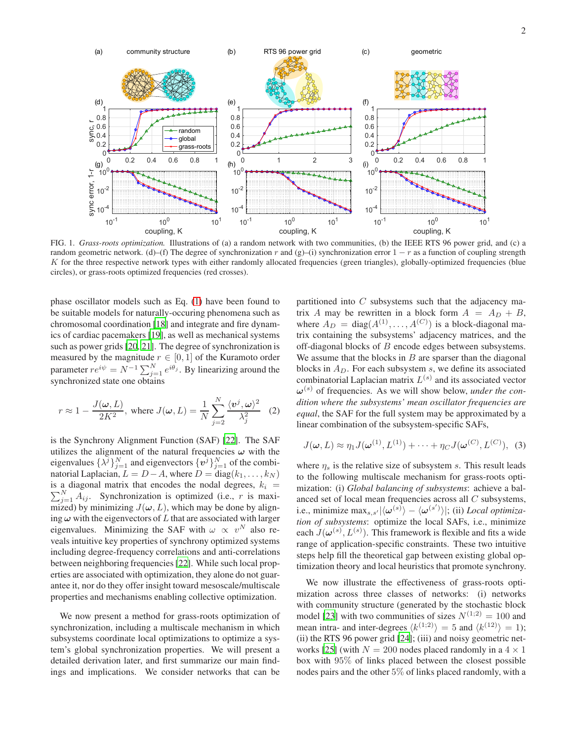FIG. 1. *Grass-roots optimization.* Illustrations of (a) a random network with two communities, (b) the IEEE RTS 96 power grid, and (c) a random geometric network. (d)–(f) The degree of synchronization $r$ and (g)–(i) synchronization error $1 - r$ as a function of coupling strength $K$ for the three respective network types with either randomly allocated frequencies (green triangles), globally-optimized frequencies (blue circles), or grass-roots optimized frequencies (red crosses).

phase oscillator models such as Eq. (1) have been found to be suitable models for naturally-occuring phenomena such as chromosomal coordination [18] and integrate and fire dynamics of cardiac pacemakers [19], as well as mechanical systems such as power grids [20, 21]. The degree of synchronization is measured by the magnitude $r \in [0, 1]$ of the Kuramoto order parameter $re^{i\psi} = N^{-1} \sum_{j=1}^{N} e^{i\theta_j}$. By linearizing around the synchronized state one obtains

$$r \approx 1 - \frac{J(\boldsymbol{\omega}, L)}{2K^2}, \text{ where } J(\boldsymbol{\omega}, L) = \frac{1}{N} \sum_{j=2}^{N} \frac{\langle \boldsymbol{v}^j, \boldsymbol{\omega} \rangle^2}{\lambda_j^2} \quad (2)$$

is the Synchrony Alignment Function (SAF) [22]. The SAF utilizes the alignment of the natural frequencies $\boldsymbol{\omega}$ with the eigenvalues $\{\lambda^j\}_{j=1}^N$ and eigenvectors $\{\boldsymbol{v}^j\}_{j=1}^N$ of the combinatorial Laplacian, $L = D - A$, where $D = \text{diag}(k_1, \ldots, k_N)$ is a diagonal matrix that encodes the nodal degrees, $k_i = \sum_{j=1}^N A_{ij}$. Synchronization is optimized (i.e., $r$ is maximized) by minimizing $J(\boldsymbol{\omega}, L)$, which may be done by aligning $\boldsymbol{\omega}$ with the eigenvectors of $L$ that are associated with larger eigenvalues. Minimizing the SAF with $\omega \propto v^N$ also reveals intuitive key properties of synchrony optimized systems including degree-frequency correlations and anti-correlations between neighboring frequencies [22]. While such local properties are associated with optimization, they alone do not guarantee it, nor do they offer insight toward mesoscale/multiscale properties and mechanisms enabling collective optimization.

We now present a method for grass-roots optimization of synchronization, including a multiscale mechanism in which subsystems coordinate local optimizations to optimize a system's global synchronization properties. We will present a detailed derivation later, and first summarize our main findings and implications. We consider networks that can be partitioned into $C$ subsystems such that the adjacency matrix $A$ may be rewritten in a block form $A = A_D + B$, where $A_D = \text{diag}(A^{(1)}, \ldots, A^{(C)})$ is a block-diagonal matrix containing the subsystems' adjacency matrices, and the off-diagonal blocks of $B$ encode edges between subsystems. We assume that the blocks in $B$ are sparser than the diagonal blocks in $A_D$. For each subsystem $s$, we define its associated combinatorial Laplacian matrix $L^{(s)}$ and its associated vector $\boldsymbol{\omega}^{(s)}$ of frequencies. As we will show below, *under the condition where the subsystems' mean oscillator frequencies are equal*, the SAF for the full system may be approximated by a linear combination of the subsystem-specific SAFs,

$$J(\boldsymbol{\omega}, L) \approx \eta_1 J(\boldsymbol{\omega}^{(1)}, L^{(1)}) + \cdots + \eta_C J(\boldsymbol{\omega}^{(C)}, L^{(C)}), \quad (3)$$

where $\eta_s$ is the relative size of subsystem $s$. This result leads to the following multiscale mechanism for grass-roots optimization: (i) *Global balancing of subsystems*: achieve a balanced set of local mean frequencies across all $C$ subsystems, i.e., minimize $\max_{s,s'} |\langle \boldsymbol{\omega}^{(s)} \rangle - \langle \boldsymbol{\omega}^{(s')} \rangle|$; (ii) *Local optimization of subsystems*: optimize the local SAFs, i.e., minimize each $J(\boldsymbol{\omega}^{(s)}, L^{(s)})$. This framework is flexible and fits a wide range of application-specific constraints. These two intuitive steps help fill the theoretical gap between existing global optimization theory and local heuristics that promote synchrony.

We now illustrate the effectiveness of grass-roots optimization across three classes of networks: (i) networks with community structure (generated by the stochastic block model [23] with two communities of sizes $N^{(1;2)} = 100$ and mean intra- and inter-degrees $\langle k^{(1;2)} \rangle = 5$ and $\langle k^{(12)} \rangle = 1$); (ii) the RTS 96 power grid [24]; (iii) and noisy geometric networks [25] (with $N = 200$ nodes placed randomly in a $4 \times 1$ box with 95% of links placed between the closest possible nodes pairs and the other 5% of links placed randomly, with a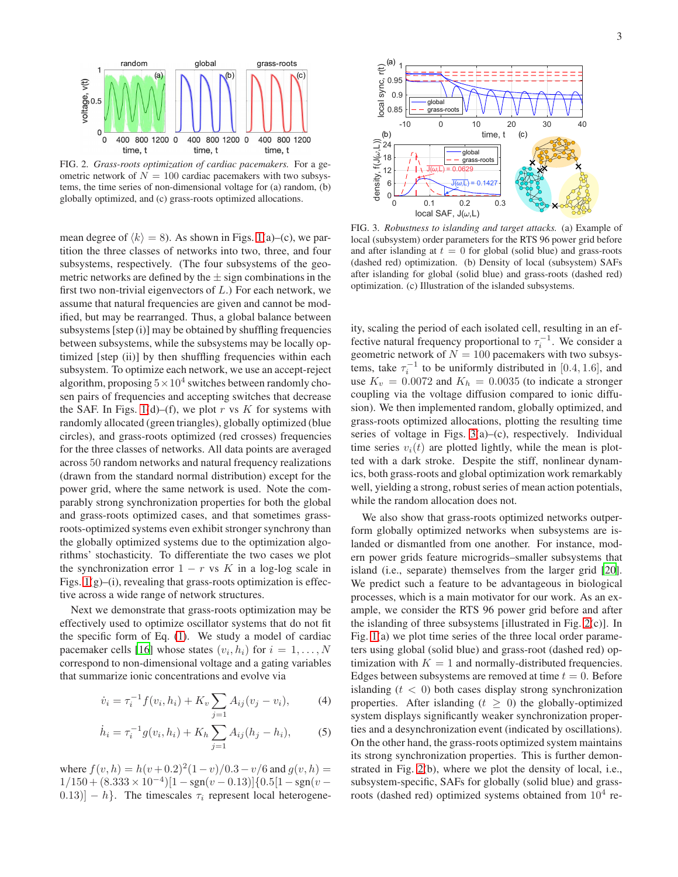FIG. 2. *Grass-roots optimization of cardiac pacemakers.* For a geometric network of $N = 100$ cardiac pacemakers with two subsystems, the time series of non-dimensional voltage for (a) random, (b) globally optimized, and (c) grass-roots optimized allocations.

mean degree of $\langle k \rangle = 8$). As shown in Figs. 1(a)–(c), we partition the three classes of networks into two, three, and four subsystems, respectively. (The four subsystems of the geometric networks are defined by the $\pm$ sign combinations in the first two non-trivial eigenvectors of $L$.) For each network, we assume that natural frequencies are given and cannot be modified, but may be rearranged. Thus, a global balance between subsystems [step (i)] may be obtained by shuffling frequencies between subsystems, while the subsystems may be locally optimized [step (ii)] by then shuffling frequencies within each subsystem. To optimize each network, we use an accept-reject algorithm, proposing $5 \times 10^4$ switches between randomly chosen pairs of frequencies and accepting switches that decrease the SAF. In Figs. 1(d)–(f), we plot $r$ vs $K$ for systems with randomly allocated (green triangles), globally optimized (blue circles), and grass-roots optimized (red crosses) frequencies for the three classes of networks. All data points are averaged across 50 random networks and natural frequency realizations (drawn from the standard normal distribution) except for the power grid, where the same network is used. Note the comparably strong synchronization properties for both the global and grass-roots optimized cases, and that sometimes grass-roots-optimized systems even exhibit stronger synchrony than the globally optimized systems due to the optimization algorithms' stochasticity. To differentiate the two cases we plot the synchronization error $1 - r$ vs $K$ in a log-log scale in Figs. 1(g)–(i), revealing that grass-roots optimization is effective across a wide range of network structures.

Next we demonstrate that grass-roots optimization may be effectively used to optimize oscillator systems that do not fit the specific form of Eq. (1). We study a model of cardiac pacemaker cells [16] whose states $(v_i, h_i)$ for $i = 1, \dots, N$ correspond to non-dimensional voltage and a gating variables that summarize ionic concentrations and evolve via

$$\dot{v}_i = \tau_i^{-1} f(v_i, h_i) + K_v \sum_{j=1} A_{ij}(v_j - v_i), \tag{4}$$

$$\dot{h}_i = \tau_i^{-1} g(v_i, h_i) + K_h \sum_{j=1} A_{ij}(h_j - h_i), \tag{5}$$

where $f(v,h) = h(v+0.2)^2(1-v)/0.3 - v/6$ and $g(v,h) = 1/150 + (8.333 \times 10^{-4})[1 - \text{sgn}(v - 0.13)]\{0.5[1 - \text{sgn}(v - 0.13)] - h\}$. The timescales $\tau_i$ represent local heterogeneity, scaling the period of each isolated cell, resulting in an effective natural frequency proportional to $\tau_i^{-1}$. We consider a geometric network of $N = 100$ pacemakers with two subsystems, take $\tau_i^{-1}$ to be uniformly distributed in $[0.4, 1.6]$, and use $K_v = 0.0072$ and $K_h = 0.0035$ (to indicate a stronger coupling via the voltage diffusion compared to ionic diffusion). We then implemented random, globally optimized, and grass-roots optimized allocations, plotting the resulting time series of voltage in Figs. 3(a)–(c), respectively. Individual time series $v_i(t)$ are plotted lightly, while the mean is plotted with a dark stroke. Despite the stiff, nonlinear dynamics, both grass-roots and global optimization work remarkably well, yielding a strong, robust series of mean action potentials, while the random allocation does not.

FIG. 3. *Robustness to islanding and target attacks.* (a) Example of local (subsystem) order parameters for the RTS 96 power grid before and after islanding at $t = 0$ for global (solid blue) and grass-roots (dashed red) optimization. (b) Density of local (subsystem) SAFs after islanding for global (solid blue) and grass-roots (dashed red) optimization. (c) Illustration of the islanded subsystems.

We also show that grass-roots optimized networks outperform globally optimized networks when subsystems are islanded or dismantled from one another. For instance, modern power grids feature microgrids–smaller subsystems that island (i.e., separate) themselves from the larger grid [20]. We predict such a feature to be advantageous in biological processes, which is a main motivator for our work. As an example, we consider the RTS 96 power grid before and after the islanding of three subsystems [illustrated in Fig. 2(c)]. In Fig. 1(a) we plot time series of the three local order parameters using global (solid blue) and grass-root (dashed red) optimization with $K = 1$ and normally-distributed frequencies. Edges between subsystems are removed at time $t = 0$. Before islanding ($t < 0$) both cases display strong synchronization properties. After islanding ($t \geq 0$) the globally-optimized system displays significantly weaker synchronization properties and a desynchronization event (indicated by oscillations). On the other hand, the grass-roots optimized system maintains its strong synchronization properties. This is further demonstrated in Fig. 2(b), where we plot the density of local, i.e., subsystem-specific, SAFs for globally (solid blue) and grass-roots (dashed red) optimized systems obtained from $10^4$ re-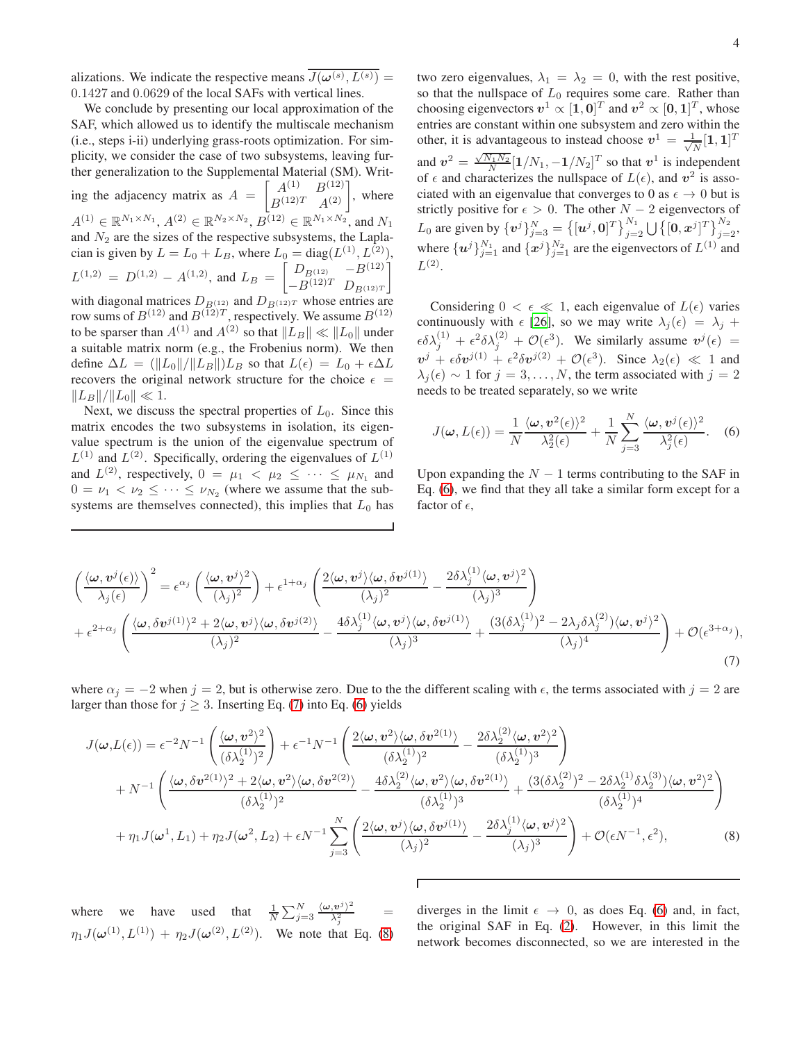alizations. We indicate the respective means $\overline{J(\boldsymbol{\omega}^{(s)}, L^{(s)})} = 0.1427$ and $0.0629$ of the local SAFs with vertical lines.

We conclude by presenting our local approximation of the SAF, which allowed us to identify the multiscale mechanism (i.e., steps i-ii) underlying grass-roots optimization. For simplicity, we consider the case of two subsystems, leaving further generalization to the Supplemental Material (SM). Writing the adjacency matrix as $A = \begin{bmatrix} A^{(1)} & B^{(12)} \\ B^{(12)T} & A^{(2)} \end{bmatrix}$, where $A^{(1)} \in \mathbb{R}^{N_1 \times N_1}$, $A^{(2)} \in \mathbb{R}^{N_2 \times N_2}$, $B^{(12)} \in \mathbb{R}^{N_1 \times N_2}$, and $N_1$ and $N_2$ are the sizes of the respective subsystems, the Laplacian is given by $L = L_0 + L_B$, where $L_0 = \text{diag}(L^{(1)}, L^{(2)})$, $L^{(1,2)} = D^{(1,2)} - A^{(1,2)}$, and $L_B = \begin{bmatrix} D_{B^{(12)}} & -B^{(12)} \\ -B^{(12)T} & D_{B^{(12)T}} \end{bmatrix}$ with diagonal matrices $D_{B^{(12)}}$ and $D_{B^{(12)T}}$ whose entries are row sums of $B^{(12)}$ and $B^{(12)T}$, respectively. We assume $B^{(12)}$ to be sparser than $A^{(1)}$ and $A^{(2)}$ so that $\|L_B\| \ll \|L_0\|$ under a suitable matrix norm (e.g., the Frobenius norm). We then define $\Delta L = (\|L_0\|/\|L_B\|) L_B$ so that $L(\epsilon) = L_0 + \epsilon \Delta L$ recovers the original network structure for the choice $\epsilon = \|L_B\|/\|L_0\| \ll 1$.

Next, we discuss the spectral properties of $L_0$. Since this matrix encodes the two subsystems in isolation, its eigenvalue spectrum is the union of the eigenvalue spectrum of $L^{(1)}$ and $L^{(2)}$. Specifically, ordering the eigenvalues of $L^{(1)}$ and $L^{(2)}$, respectively, $0 = \mu_1 < \mu_2 \leq \cdots \leq \mu_{N_1}$ and $0 = \nu_1 < \nu_2 \leq \cdots \leq \nu_{N_2}$ (where we assume that the subsystems are themselves connected), this implies that $L_0$ has two zero eigenvalues, $\lambda_1 = \lambda_2 = 0$, with the rest positive, so that the nullspace of $L_0$ requires some care. Rather than choosing eigenvectors $\boldsymbol{v}^1 \propto [\mathbf{1}, \mathbf{0}]^T$ and $\boldsymbol{v}^2 \propto [\mathbf{0}, \mathbf{1}]^T$, whose entries are constant within one subsystem and zero within the other, it is advantageous to instead choose $\boldsymbol{v}^1 = \frac{1}{\sqrt{N}}[\mathbf{1}, \mathbf{1}]^T$ and $\boldsymbol{v}^2 = \frac{\sqrt{N_1 N_2}}{N}[\mathbf{1}/N_1, -\mathbf{1}/N_2]^T$ so that $\boldsymbol{v}^1$ is independent of $\epsilon$ and characterizes the nullspace of $L(\epsilon)$, and $\boldsymbol{v}^2$ is associated with an eigenvalue that converges to 0 as $\epsilon \to 0$ but is strictly positive for $\epsilon > 0$. The other $N-2$ eigenvectors of $L_0$ are given by $\{\boldsymbol{v}^j\}_{j=3}^N = \{[\boldsymbol{u}^j, \mathbf{0}]^T\}_{j=2}^{N_1} \bigcup \{[\mathbf{0}, \boldsymbol{x}^j]^T\}_{j=2}^{N_2}$, where $\{\boldsymbol{u}^j\}_{j=1}^{N_1}$ and $\{\boldsymbol{x}^j\}_{j=1}^{N_2}$ are the eigenvectors of $L^{(1)}$ and $L^{(2)}$.

Considering $0 < \epsilon \ll 1$, each eigenvalue of $L(\epsilon)$ varies continuously with $\epsilon$ [26], so we may write $\lambda_j(\epsilon) = \lambda_j + \epsilon \delta\lambda_j^{(1)} + \epsilon^2 \delta\lambda_j^{(2)} + \mathcal{O}(\epsilon^3)$. We similarly assume $\boldsymbol{v}^j(\epsilon) = \boldsymbol{v}^j + \epsilon \delta\boldsymbol{v}^{j(1)} + \epsilon^2 \delta\boldsymbol{v}^{j(2)} + \mathcal{O}(\epsilon^3)$. Since $\lambda_2(\epsilon) \ll 1$ and $\lambda_j(\epsilon) \sim 1$ for $j = 3, \ldots, N$, the term associated with $j = 2$ needs to be treated separately, so we write

$$J(\boldsymbol{\omega}, L(\epsilon)) = \frac{1}{N}\frac{\langle \boldsymbol{\omega}, \boldsymbol{v}^2(\epsilon)\rangle^2}{\lambda_2^2(\epsilon)} + \frac{1}{N}\sum_{j=3}^{N}\frac{\langle \boldsymbol{\omega}, \boldsymbol{v}^j(\epsilon)\rangle^2}{\lambda_j^2(\epsilon)}. \quad (6)$$

Upon expanding the $N-1$ terms contributing to the SAF in Eq. (6), we find that they all take a similar form except for a factor of $\epsilon$,

$$\begin{aligned}
\left(\frac{\langle \boldsymbol{\omega}, \boldsymbol{v}^j(\epsilon)\rangle}{\lambda_j(\epsilon)}\right)^2 &= \epsilon^{\alpha_j}\left(\frac{\langle \boldsymbol{\omega}, \boldsymbol{v}^j\rangle^2}{(\lambda_j)^2}\right) + \epsilon^{1+\alpha_j}\left(\frac{2\langle \boldsymbol{\omega}, \boldsymbol{v}^j\rangle\langle \boldsymbol{\omega}, \delta\boldsymbol{v}^{j(1)}\rangle}{(\lambda_j)^2} - \frac{2\delta\lambda_j^{(1)}\langle \boldsymbol{\omega}, \boldsymbol{v}^j\rangle^2}{(\lambda_j)^3}\right) \\
&+ \epsilon^{2+\alpha_j}\left(\frac{\langle \boldsymbol{\omega}, \delta\boldsymbol{v}^{j(1)}\rangle^2 + 2\langle \boldsymbol{\omega}, \boldsymbol{v}^j\rangle\langle \boldsymbol{\omega}, \delta\boldsymbol{v}^{j(2)}\rangle}{(\lambda_j)^2} - \frac{4\delta\lambda_j^{(1)}\langle \boldsymbol{\omega}, \boldsymbol{v}^j\rangle\langle \boldsymbol{\omega}, \delta\boldsymbol{v}^{j(1)}\rangle}{(\lambda_j)^3} + \frac{(3(\delta\lambda_j^{(1)})^2 - 2\lambda_j\delta\lambda_j^{(2)})\langle \boldsymbol{\omega}, \boldsymbol{v}^j\rangle^2}{(\lambda_j)^4}\right) + \mathcal{O}(\epsilon^{3+\alpha_j}),
\end{aligned} \quad (7)$$

where $\alpha_j = -2$ when $j = 2$, but is otherwise zero. Due to the the different scaling with $\epsilon$, the terms associated with $j = 2$ are larger than those for $j \geq 3$. Inserting Eq. (7) into Eq. (6) yields

$$\begin{aligned}
J(\boldsymbol{\omega}, L(\epsilon)) &= \epsilon^{-2}N^{-1}\left(\frac{\langle \boldsymbol{\omega}, \boldsymbol{v}^2\rangle^2}{(\delta\lambda_2^{(1)})^2}\right) + \epsilon^{-1}N^{-1}\left(\frac{2\langle \boldsymbol{\omega}, \boldsymbol{v}^2\rangle\langle \boldsymbol{\omega}, \delta\boldsymbol{v}^{2(1)}\rangle}{(\delta\lambda_2^{(1)})^2} - \frac{2\delta\lambda_2^{(2)}\langle \boldsymbol{\omega}, \boldsymbol{v}^2\rangle^2}{(\delta\lambda_2^{(1)})^3}\right) \\
&+ N^{-1}\left(\frac{\langle \boldsymbol{\omega}, \delta\boldsymbol{v}^{2(1)}\rangle^2 + 2\langle \boldsymbol{\omega}, \boldsymbol{v}^2\rangle\langle \boldsymbol{\omega}, \delta\boldsymbol{v}^{2(2)}\rangle}{(\delta\lambda_2^{(1)})^2} - \frac{4\delta\lambda_2^{(2)}\langle \boldsymbol{\omega}, \boldsymbol{v}^2\rangle\langle \boldsymbol{\omega}, \delta\boldsymbol{v}^{2(1)}\rangle}{(\delta\lambda_2^{(1)})^3} + \frac{(3(\delta\lambda_2^{(2)})^2 - 2\delta\lambda_2^{(1)}\delta\lambda_2^{(3)})\langle \boldsymbol{\omega}, \boldsymbol{v}^2\rangle^2}{(\delta\lambda_2^{(1)})^4}\right) \\
&+ \eta_1 J(\boldsymbol{\omega}^1, L_1) + \eta_2 J(\boldsymbol{\omega}^2, L_2) + \epsilon N^{-1}\sum_{j=3}^{N}\left(\frac{2\langle \boldsymbol{\omega}, \boldsymbol{v}^j\rangle\langle \boldsymbol{\omega}, \delta\boldsymbol{v}^{j(1)}\rangle}{(\lambda_j)^2} - \frac{2\delta\lambda_j^{(1)}\langle \boldsymbol{\omega}, \boldsymbol{v}^j\rangle^2}{(\lambda_j)^3}\right) + \mathcal{O}(\epsilon N^{-1}, \epsilon^2),
\end{aligned} \quad (8)$$

where we have used that $\frac{1}{N}\sum_{j=3}^{N}\frac{\langle \boldsymbol{\omega}, \boldsymbol{v}^j\rangle^2}{\lambda_j^2} = \eta_1 J(\boldsymbol{\omega}^{(1)}, L^{(1)}) + \eta_2 J(\boldsymbol{\omega}^{(2)}, L^{(2)})$. We note that Eq. (8) diverges in the limit $\epsilon \to 0$, as does Eq. (6) and, in fact, the original SAF in Eq. (2). However, in this limit the network becomes disconnected, so we are interested in the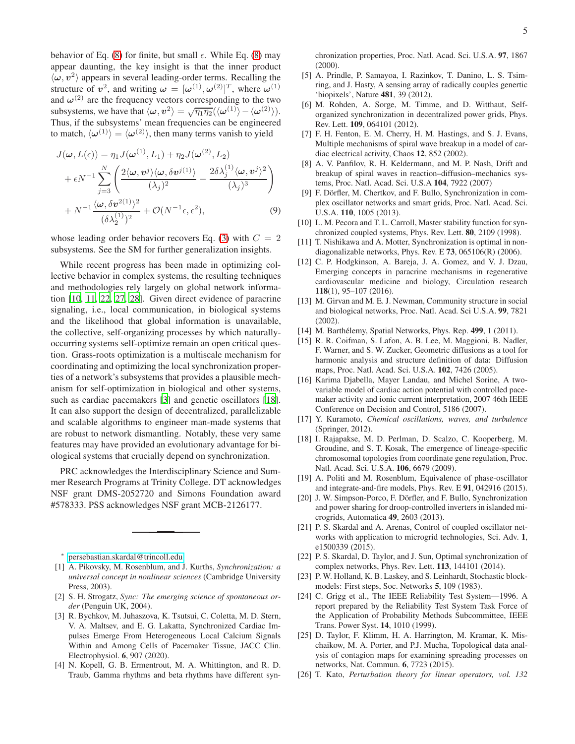behavior of Eq. (8) for finite, but small $\epsilon$. While Eq. (8) may appear daunting, the key insight is that the inner product $\langle \boldsymbol{\omega}, \boldsymbol{v}^2 \rangle$ appears in several leading-order terms. Recalling the structure of $\boldsymbol{v}^2$, and writing $\boldsymbol{\omega} = [\boldsymbol{\omega}^{(1)}, \boldsymbol{\omega}^{(2)}]^T$, where $\boldsymbol{\omega}^{(1)}$ and $\boldsymbol{\omega}^{(2)}$ are the frequency vectors corresponding to the two subsystems, we have that $\langle \boldsymbol{\omega}, \boldsymbol{v}^2 \rangle = \sqrt{\eta_1 \eta_2}(\langle \boldsymbol{\omega}^{(1)} \rangle - \langle \boldsymbol{\omega}^{(2)} \rangle)$. Thus, if the subsystems' mean frequencies can be engineered to match, $\langle \boldsymbol{\omega}^{(1)} \rangle = \langle \boldsymbol{\omega}^{(2)} \rangle$, then many terms vanish to yield

$$
\begin{aligned}
J(\boldsymbol{\omega}, L(\epsilon)) &= \eta_1 J(\boldsymbol{\omega}^{(1)}, L_1) + \eta_2 J(\boldsymbol{\omega}^{(2)}, L_2) \\
&+ \epsilon N^{-1} \sum_{j=3}^{N} \left( \frac{2\langle \boldsymbol{\omega}, \boldsymbol{v}^j \rangle \langle \boldsymbol{\omega}, \delta \boldsymbol{v}^{j(1)} \rangle}{(\lambda_j)^2} - \frac{2\delta\lambda_j^{(1)} \langle \boldsymbol{\omega}, \boldsymbol{v}^j \rangle^2}{(\lambda_j)^3} \right) \\
&+ N^{-1} \frac{\langle \boldsymbol{\omega}, \delta \boldsymbol{v}^{2(1)} \rangle^2}{(\delta\lambda_2^{(1)})^2} + \mathcal{O}(N^{-1}\epsilon, \epsilon^2),
\end{aligned} \tag{9}
$$

whose leading order behavior recovers Eq. (3) with $C = 2$ subsystems. See the SM for further generalization insights.

While recent progress has been made in optimizing collective behavior in complex systems, the resulting techniques and methodologies rely largely on global network information [10, 11, 22, 27, 28]. Given direct evidence of paracrine signaling, i.e., local communication, in biological systems and the likelihood that global information is unavailable, the collective, self-organizing processes by which naturally-occurring systems self-optimize remain an open critical question. Grass-roots optimization is a multiscale mechanism for coordinating and optimizing the local synchronization properties of a network's subsystems that provides a plausible mechanism for self-optimization in biological and other systems, such as cardiac pacemakers [3] and genetic oscillators [18]. It can also support the design of decentralized, parallelizable and scalable algorithms to engineer man-made systems that are robust to network dismantling. Notably, these very same features may have provided an evolutionary advantage for biological systems that crucially depend on synchronization.

PRC acknowledges the Interdisciplinary Science and Summer Research Programs at Trinity College. DT acknowledges NSF grant DMS-2052720 and Simons Foundation award #578333. PSS acknowledges NSF grant MCB-2126177.

---

* persebastian.skardal@trincoll.edu

[1] A. Pikovsky, M. Rosenblum, and J. Kurths, *Synchronization: a universal concept in nonlinear sciences* (Cambridge University Press, 2003).

[2] S. H. Strogatz, *Sync: The emerging science of spontaneous order* (Penguin UK, 2004).

[3] R. Bychkov, M. Juhaszova, K. Tsutsui, C. Coletta, M. D. Stern, V. A. Maltsev, and E. G. Lakatta, Synchronized Cardiac Impulses Emerge From Heterogeneous Local Calcium Signals Within and Among Cells of Pacemaker Tissue, JACC Clin. Electrophysiol. **6**, 907 (2020).

[4] N. Kopell, G. B. Ermentrout, M. A. Whittington, and R. D. Traub, Gamma rhythms and beta rhythms have different synchronization properties, Proc. Natl. Acad. Sci. U.S.A. **97**, 1867 (2000).

[5] A. Prindle, P. Samayoa, I. Razinkov, T. Danino, L. S. Tsimring, and J. Hasty, A sensing array of radically couples genertic 'biopixels', Nature **481**, 39 (2012).

[6] M. Rohden, A. Sorge, M. Timme, and D. Witthaut, Self-organized synchronization in decentralized power grids, Phys. Rev. Lett. **109**, 064101 (2012).

[7] F. H. Fenton, E. M. Cherry, H. M. Hastings, and S. J. Evans, Multiple mechanisms of spiral wave breakup in a model of cardiac electrical activity, Chaos **12**, 852 (2002).

[8] A. V. Panfilov, R. H. Keldermann, and M. P. Nash, Drift and breakup of spiral waves in reaction–diffusion–mechanics systems, Proc. Natl. Acad. Sci. U.S.A **104**, 7922 (2007)

[9] F. Dörfler, M. Chertkov, and F. Bullo, Synchronization in complex oscillator networks and smart grids, Proc. Natl. Acad. Sci. U.S.A. **110**, 1005 (2013).

[10] L. M. Pecora and T. L. Carroll, Master stability function for synchronized coupled systems, Phys. Rev. Lett. **80**, 2109 (1998).

[11] T. Nishikawa and A. Motter, Synchronization is optimal in non-diagonalizable networks, Phys. Rev. E **73**, 065106(R) (2006).

[12] C. P. Hodgkinson, A. Bareja, J. A. Gomez, and V. J. Dzau, Emerging concepts in paracrine mechanisms in regenerative cardiovascular medicine and biology, Circulation research **118**(1), 95–107 (2016).

[13] M. Girvan and M. E. J. Newman, Community structure in social and biological networks, Proc. Natl. Acad Sci U.S.A. **99**, 7821 (2002).

[14] M. Barthélemy, Spatial Networks, Phys. Rep. **499**, 1 (2011).

[15] R. R. Coifman, S. Lafon, A. B. Lee, M. Maggioni, B. Nadler, F. Warner, and S. W. Zucker, Geometric diffusions as a tool for harmonic analysis and structure definition of data: Diffusion maps, Proc. Natl. Acad. Sci. U.S.A. **102**, 7426 (2005).

[16] Karima Djabella, Mayer Landau, and Michel Sorine, A two-variable model of cardiac action potential with controlled pacemaker activity and ionic current interpretation, 2007 46th IEEE Conference on Decision and Control, 5186 (2007).

[17] Y. Kuramoto, *Chemical oscillations, waves, and turbulence* (Springer, 2012).

[18] I. Rajapakse, M. D. Perlman, D. Scalzo, C. Kooperberg, M. Groudine, and S. T. Kosak, The emergence of lineage-specific chromosomal topologies from coordinate gene regulation, Proc. Natl. Acad. Sci. U.S.A. **106**, 6679 (2009).

[19] A. Politi and M. Rosenblum, Equivalence of phase-oscillator and integrate-and-fire models, Phys. Rev. E **91**, 042916 (2015).

[20] J. W. Simpson-Porco, F. Dörfler, and F. Bullo, Synchronization and power sharing for droop-controlled inverters in islanded microgrids, Automatica **49**, 2603 (2013).

[21] P. S. Skardal and A. Arenas, Control of coupled oscillator networks with application to microgrid technologies, Sci. Adv. **1**, e1500339 (2015).

[22] P. S. Skardal, D. Taylor, and J. Sun, Optimal synchronization of complex networks, Phys. Rev. Lett. **113**, 144101 (2014).

[23] P. W. Holland, K. B. Laskey, and S. Leinhardt, Stochastic block-models: First steps, Soc. Networks **5**, 109 (1983).

[24] C. Grigg et al., The IEEE Reliability Test System—1996. A report prepared by the Reliability Test System Task Force of the Application of Probability Methods Subcommittee, IEEE Trans. Power Syst. **14**, 1010 (1999).

[25] D. Taylor, F. Klimm, H. A. Harrington, M. Kramar, K. Mischaikow, M. A. Porter, and P.J. Mucha, Topological data analysis of contagion maps for examining spreading processes on networks, Nat. Commun. **6**, 7723 (2015).

[26] T. Kato, *Perturbation theory for linear operators, vol. 132*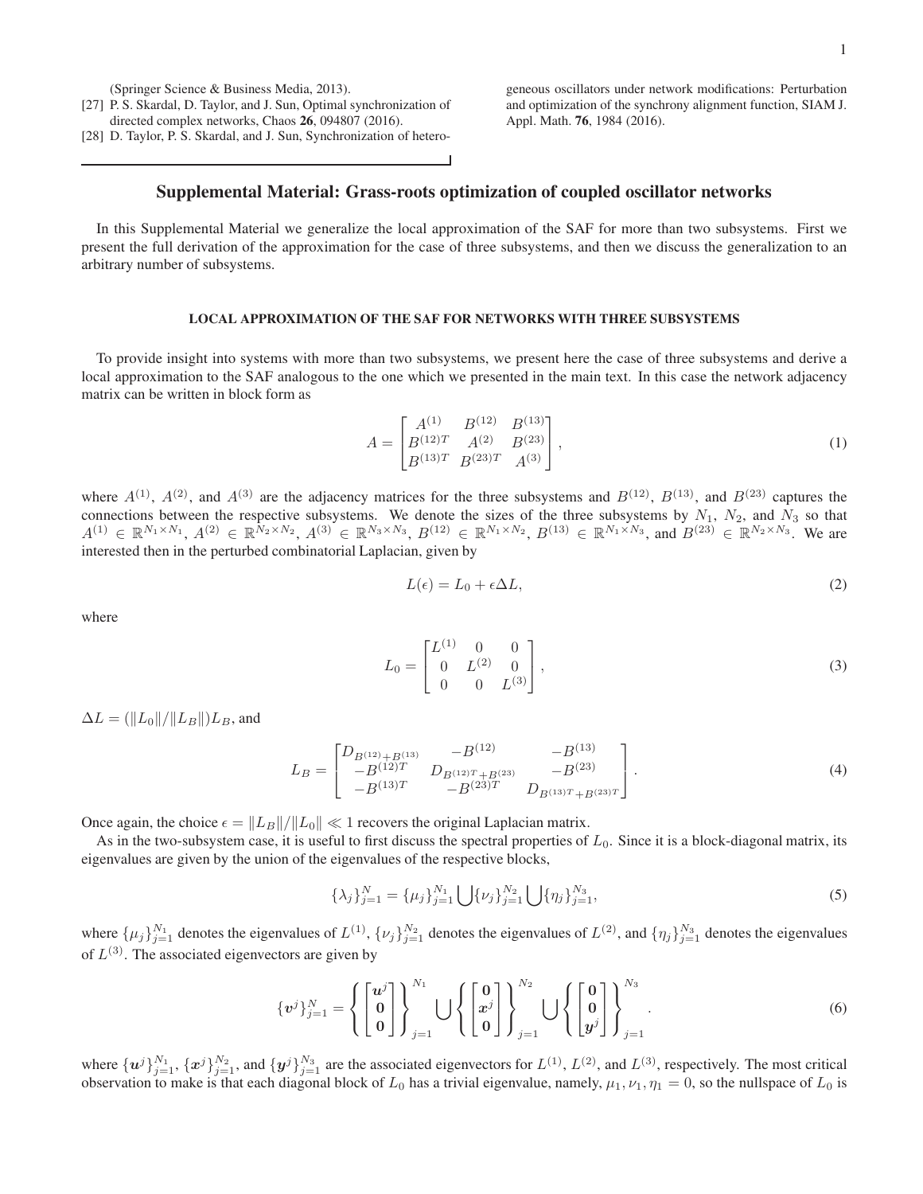(Springer Science & Business Media, 2013).

[27] P. S. Skardal, D. Taylor, and J. Sun, Optimal synchronization of directed complex networks, Chaos **26**, 094807 (2016).

[28] D. Taylor, P. S. Skardal, and J. Sun, Synchronization of heterogeneous oscillators under network modifications: Perturbation and optimization of the synchrony alignment function, SIAM J. Appl. Math. **76**, 1984 (2016).

## Supplemental Material: Grass-roots optimization of coupled oscillator networks

In this Supplemental Material we generalize the local approximation of the SAF for more than two subsystems. First we present the full derivation of the approximation for the case of three subsystems, and then we discuss the generalization to an arbitrary number of subsystems.

### LOCAL APPROXIMATION OF THE SAF FOR NETWORKS WITH THREE SUBSYSTEMS

To provide insight into systems with more than two subsystems, we present here the case of three subsystems and derive a local approximation to the SAF analogous to the one which we presented in the main text. In this case the network adjacency matrix can be written in block form as

$$A = \begin{bmatrix} A^{(1)} & B^{(12)} & B^{(13)} \\ B^{(12)T} & A^{(2)} & B^{(23)} \\ B^{(13)T} & B^{(23)T} & A^{(3)} \end{bmatrix}, \tag{1}$$

where $A^{(1)}$, $A^{(2)}$, and $A^{(3)}$ are the adjacency matrices for the three subsystems and $B^{(12)}$, $B^{(13)}$, and $B^{(23)}$ captures the connections between the respective subsystems. We denote the sizes of the three subsystems by $N_1$, $N_2$, and $N_3$ so that $A^{(1)} \in \mathbb{R}^{N_1 \times N_1}$, $A^{(2)} \in \mathbb{R}^{N_2 \times N_2}$, $A^{(3)} \in \mathbb{R}^{N_3 \times N_3}$, $B^{(12)} \in \mathbb{R}^{N_1 \times N_2}$, $B^{(13)} \in \mathbb{R}^{N_1 \times N_3}$, and $B^{(23)} \in \mathbb{R}^{N_2 \times N_3}$. We are interested then in the perturbed combinatorial Laplacian, given by

$$L(\epsilon) = L_0 + \epsilon \Delta L, \tag{2}$$

where

$$L_0 = \begin{bmatrix} L^{(1)} & 0 & 0 \\ 0 & L^{(2)} & 0 \\ 0 & 0 & L^{(3)} \end{bmatrix}, \tag{3}$$

$\Delta L = (\|L_0\|/\|L_B\|)L_B$, and

$$L_B = \begin{bmatrix} D_{B^{(12)}+B^{(13)}} & -B^{(12)} & -B^{(13)} \\ -B^{(12)T} & D_{B^{(12)T}+B^{(23)}} & -B^{(23)} \\ -B^{(13)T} & -B^{(23)T} & D_{B^{(13)T}+B^{(23)T}} \end{bmatrix}. \tag{4}$$

Once again, the choice $\epsilon = \|L_B\|/\|L_0\| \ll 1$ recovers the original Laplacian matrix.

As in the two-subsystem case, it is useful to first discuss the spectral properties of $L_0$. Since it is a block-diagonal matrix, its eigenvalues are given by the union of the eigenvalues of the respective blocks,

$$\{\lambda_j\}_{j=1}^{N} = \{\mu_j\}_{j=1}^{N_1} \bigcup \{\nu_j\}_{j=1}^{N_2} \bigcup \{\eta_j\}_{j=1}^{N_3}, \tag{5}$$

where $\{\mu_j\}_{j=1}^{N_1}$ denotes the eigenvalues of $L^{(1)}$, $\{\nu_j\}_{j=1}^{N_2}$ denotes the eigenvalues of $L^{(2)}$, and $\{\eta_j\}_{j=1}^{N_3}$ denotes the eigenvalues of $L^{(3)}$. The associated eigenvectors are given by

$$\{\boldsymbol{v}^j\}_{j=1}^{N} = \left\{ \begin{bmatrix} \boldsymbol{u}^j \\ \boldsymbol{0} \\ \boldsymbol{0} \end{bmatrix} \right\}_{j=1}^{N_1} \bigcup \left\{ \begin{bmatrix} \boldsymbol{0} \\ \boldsymbol{x}^j \\ \boldsymbol{0} \end{bmatrix} \right\}_{j=1}^{N_2} \bigcup \left\{ \begin{bmatrix} \boldsymbol{0} \\ \boldsymbol{0} \\ \boldsymbol{y}^j \end{bmatrix} \right\}_{j=1}^{N_3}. \tag{6}$$

where $\{\boldsymbol{u}^j\}_{j=1}^{N_1}$, $\{\boldsymbol{x}^j\}_{j=1}^{N_2}$, and $\{\boldsymbol{y}^j\}_{j=1}^{N_3}$ are the associated eigenvectors for $L^{(1)}$, $L^{(2)}$, and $L^{(3)}$, respectively. The most critical observation to make is that each diagonal block of $L_0$ has a trivial eigenvalue, namely, $\mu_1, \nu_1, \eta_1 = 0$, so the nullspace of $L_0$ is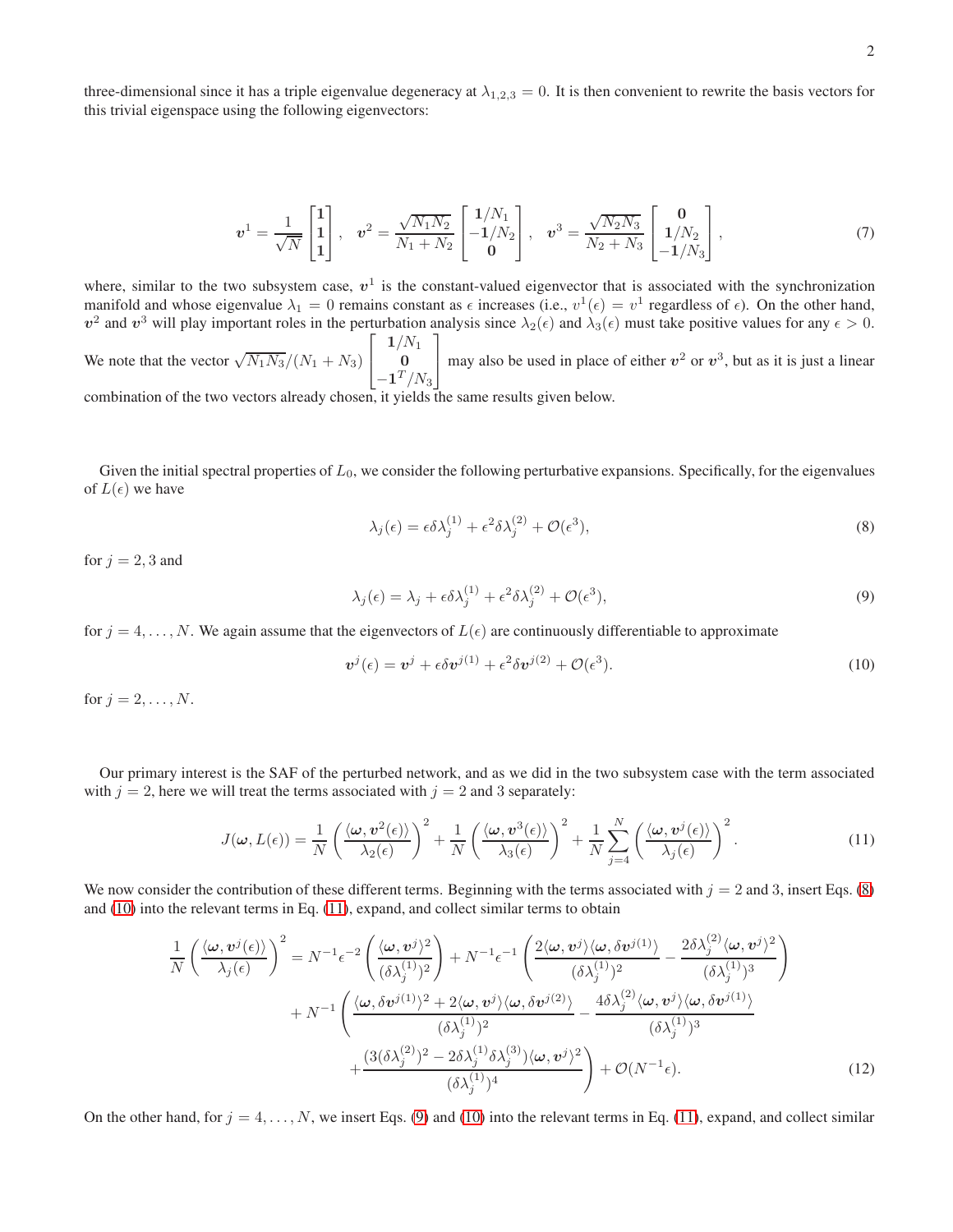three-dimensional since it has a triple eigenvalue degeneracy at $\lambda_{1,2,3} = 0$. It is then convenient to rewrite the basis vectors for this trivial eigenspace using the following eigenvectors:

$$
\boldsymbol{v}^1 = \frac{1}{\sqrt{N}} \begin{bmatrix} \mathbf{1} \\ \mathbf{1} \\ \mathbf{1} \end{bmatrix}, \quad \boldsymbol{v}^2 = \frac{\sqrt{N_1 N_2}}{N_1 + N_2} \begin{bmatrix} \mathbf{1}/N_1 \\ -\mathbf{1}/N_2 \\ \mathbf{0} \end{bmatrix}, \quad \boldsymbol{v}^3 = \frac{\sqrt{N_2 N_3}}{N_2 + N_3} \begin{bmatrix} \mathbf{0} \\ \mathbf{1}/N_2 \\ -\mathbf{1}/N_3 \end{bmatrix}, \tag{7}
$$

where, similar to the two subsystem case, $\boldsymbol{v}^1$ is the constant-valued eigenvector that is associated with the synchronization manifold and whose eigenvalue $\lambda_1 = 0$ remains constant as $\epsilon$ increases (i.e., $v^1(\epsilon) = v^1$ regardless of $\epsilon$). On the other hand, $\boldsymbol{v}^2$ and $\boldsymbol{v}^3$ will play important roles in the perturbation analysis since $\lambda_2(\epsilon)$ and $\lambda_3(\epsilon)$ must take positive values for any $\epsilon > 0$. We note that the vector $\sqrt{N_1 N_3}/(N_1 + N_3) \begin{bmatrix} \mathbf{1}/N_1 \\ \mathbf{0} \\ -\mathbf{1}^T/N_3 \end{bmatrix}$ may also be used in place of either $\boldsymbol{v}^2$ or $\boldsymbol{v}^3$, but as it is just a linear combination of the two vectors already chosen, it yields the same results given below.

Given the initial spectral properties of $L_0$, we consider the following perturbative expansions. Specifically, for the eigenvalues of $L(\epsilon)$ we have

$$
\lambda_j(\epsilon) = \epsilon \delta\lambda_j^{(1)} + \epsilon^2 \delta\lambda_j^{(2)} + \mathcal{O}(\epsilon^3), \tag{8}
$$

for $j = 2, 3$ and

$$
\lambda_j(\epsilon) = \lambda_j + \epsilon \delta\lambda_j^{(1)} + \epsilon^2 \delta\lambda_j^{(2)} + \mathcal{O}(\epsilon^3), \tag{9}
$$

for $j = 4, \ldots, N$. We again assume that the eigenvectors of $L(\epsilon)$ are continuously differentiable to approximate

$$
\boldsymbol{v}^j(\epsilon) = \boldsymbol{v}^j + \epsilon \delta\boldsymbol{v}^{j(1)} + \epsilon^2 \delta\boldsymbol{v}^{j(2)} + \mathcal{O}(\epsilon^3). \tag{10}
$$

for $j = 2, \ldots, N$.

Our primary interest is the SAF of the perturbed network, and as we did in the two subsystem case with the term associated with $j = 2$, here we will treat the terms associated with $j = 2$ and $3$ separately:

$$
J(\boldsymbol{\omega}, L(\epsilon)) = \frac{1}{N} \left( \frac{\langle \boldsymbol{\omega}, \boldsymbol{v}^2(\epsilon) \rangle}{\lambda_2(\epsilon)} \right)^2 + \frac{1}{N} \left( \frac{\langle \boldsymbol{\omega}, \boldsymbol{v}^3(\epsilon) \rangle}{\lambda_3(\epsilon)} \right)^2 + \frac{1}{N} \sum_{j=4}^{N} \left( \frac{\langle \boldsymbol{\omega}, \boldsymbol{v}^j(\epsilon) \rangle}{\lambda_j(\epsilon)} \right)^2. \tag{11}
$$

We now consider the contribution of these different terms. Beginning with the terms associated with $j = 2$ and $3$, insert Eqs. (8) and (10) into the relevant terms in Eq. (11), expand, and collect similar terms to obtain

$$
\begin{aligned}
\frac{1}{N} \left( \frac{\langle \boldsymbol{\omega}, \boldsymbol{v}^j(\epsilon) \rangle}{\lambda_j(\epsilon)} \right)^2 = {} & N^{-1} \epsilon^{-2} \left( \frac{\langle \boldsymbol{\omega}, \boldsymbol{v}^j \rangle^2}{(\delta\lambda_j^{(1)})^2} \right) + N^{-1} \epsilon^{-1} \left( \frac{2 \langle \boldsymbol{\omega}, \boldsymbol{v}^j \rangle \langle \boldsymbol{\omega}, \delta\boldsymbol{v}^{j(1)} \rangle}{(\delta\lambda_j^{(1)})^2} - \frac{2 \delta\lambda_j^{(2)} \langle \boldsymbol{\omega}, \boldsymbol{v}^j \rangle^2}{(\delta\lambda_j^{(1)})^3} \right) \\
& + N^{-1} \left( \frac{\langle \boldsymbol{\omega}, \delta\boldsymbol{v}^{j(1)} \rangle^2 + 2 \langle \boldsymbol{\omega}, \boldsymbol{v}^j \rangle \langle \boldsymbol{\omega}, \delta\boldsymbol{v}^{j(2)} \rangle}{(\delta\lambda_j^{(1)})^2} - \frac{4 \delta\lambda_j^{(2)} \langle \boldsymbol{\omega}, \boldsymbol{v}^j \rangle \langle \boldsymbol{\omega}, \delta\boldsymbol{v}^{j(1)} \rangle}{(\delta\lambda_j^{(1)})^3} \right. \\
& \left. + \frac{(3 (\delta\lambda_j^{(2)})^2 - 2 \delta\lambda_j^{(1)} \delta\lambda_j^{(3)}) \langle \boldsymbol{\omega}, \boldsymbol{v}^j \rangle^2}{(\delta\lambda_j^{(1)})^4} \right) + \mathcal{O}(N^{-1} \epsilon).
\end{aligned} \tag{12}
$$

On the other hand, for $j = 4, \ldots, N$, we insert Eqs. (9) and (10) into the relevant terms in Eq. (11), expand, and collect similar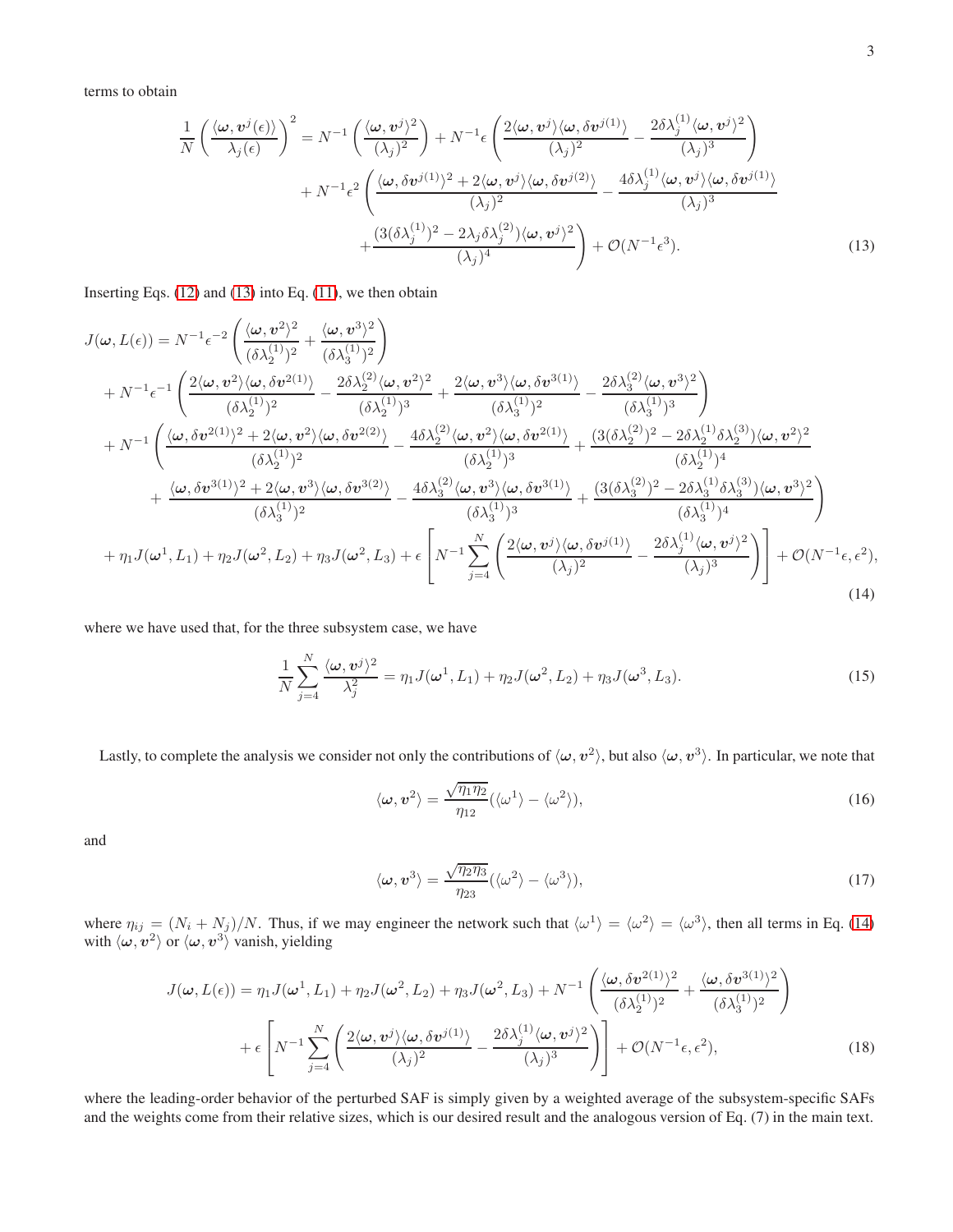terms to obtain

$$
\begin{aligned}
\frac{1}{N}\left(\frac{\langle \boldsymbol{\omega}, \boldsymbol{v}^j(\epsilon)\rangle}{\lambda_j(\epsilon)}\right)^2 &= N^{-1}\left(\frac{\langle \boldsymbol{\omega}, \boldsymbol{v}^j\rangle^2}{(\lambda_j)^2}\right) + N^{-1}\epsilon\left(\frac{2\langle \boldsymbol{\omega}, \boldsymbol{v}^j\rangle\langle \boldsymbol{\omega}, \delta\boldsymbol{v}^{j(1)}\rangle}{(\lambda_j)^2} - \frac{2\delta\lambda_j^{(1)}\langle \boldsymbol{\omega}, \boldsymbol{v}^j\rangle^2}{(\lambda_j)^3}\right) \\
&\quad + N^{-1}\epsilon^2\left(\frac{\langle \boldsymbol{\omega}, \delta\boldsymbol{v}^{j(1)}\rangle^2 + 2\langle \boldsymbol{\omega}, \boldsymbol{v}^j\rangle\langle \boldsymbol{\omega}, \delta\boldsymbol{v}^{j(2)}\rangle}{(\lambda_j)^2} - \frac{4\delta\lambda_j^{(1)}\langle \boldsymbol{\omega}, \boldsymbol{v}^j\rangle\langle \boldsymbol{\omega}, \delta\boldsymbol{v}^{j(1)}\rangle}{(\lambda_j)^3}\right. \\
&\quad \left. + \frac{(3(\delta\lambda_j^{(1)})^2 - 2\lambda_j\delta\lambda_j^{(2)})\langle \boldsymbol{\omega}, \boldsymbol{v}^j\rangle^2}{(\lambda_j)^4}\right) + \mathcal{O}(N^{-1}\epsilon^3). \qquad (13)
\end{aligned}
$$

Inserting Eqs. (12) and (13) into Eq. (11), we then obtain

$$
\begin{aligned}
J(\boldsymbol{\omega}, L(\epsilon)) &= N^{-1}\epsilon^{-2}\left(\frac{\langle \boldsymbol{\omega}, \boldsymbol{v}^2\rangle^2}{(\delta\lambda_2^{(1)})^2} + \frac{\langle \boldsymbol{\omega}, \boldsymbol{v}^3\rangle^2}{(\delta\lambda_3^{(1)})^2}\right) \\
&+ N^{-1}\epsilon^{-1}\left(\frac{2\langle \boldsymbol{\omega}, \boldsymbol{v}^2\rangle\langle \boldsymbol{\omega}, \delta\boldsymbol{v}^{2(1)}\rangle}{(\delta\lambda_2^{(1)})^2} - \frac{2\delta\lambda_2^{(2)}\langle \boldsymbol{\omega}, \boldsymbol{v}^2\rangle^2}{(\delta\lambda_2^{(1)})^3} + \frac{2\langle \boldsymbol{\omega}, \boldsymbol{v}^3\rangle\langle \boldsymbol{\omega}, \delta\boldsymbol{v}^{3(1)}\rangle}{(\delta\lambda_3^{(1)})^2} - \frac{2\delta\lambda_3^{(2)}\langle \boldsymbol{\omega}, \boldsymbol{v}^3\rangle^2}{(\delta\lambda_3^{(1)})^3}\right) \\
&+ N^{-1}\left(\frac{\langle \boldsymbol{\omega}, \delta\boldsymbol{v}^{2(1)}\rangle^2 + 2\langle \boldsymbol{\omega}, \boldsymbol{v}^2\rangle\langle \boldsymbol{\omega}, \delta\boldsymbol{v}^{2(2)}\rangle}{(\delta\lambda_2^{(1)})^2} - \frac{4\delta\lambda_2^{(2)}\langle \boldsymbol{\omega}, \boldsymbol{v}^2\rangle\langle \boldsymbol{\omega}, \delta\boldsymbol{v}^{2(1)}\rangle}{(\delta\lambda_2^{(1)})^3} + \frac{(3(\delta\lambda_2^{(2)})^2 - 2\delta\lambda_2^{(1)}\delta\lambda_2^{(3)})\langle \boldsymbol{\omega}, \boldsymbol{v}^2\rangle^2}{(\delta\lambda_2^{(1)})^4}\right. \\
&\quad \left. + \frac{\langle \boldsymbol{\omega}, \delta\boldsymbol{v}^{3(1)}\rangle^2 + 2\langle \boldsymbol{\omega}, \boldsymbol{v}^3\rangle\langle \boldsymbol{\omega}, \delta\boldsymbol{v}^{3(2)}\rangle}{(\delta\lambda_3^{(1)})^2} - \frac{4\delta\lambda_3^{(2)}\langle \boldsymbol{\omega}, \boldsymbol{v}^3\rangle\langle \boldsymbol{\omega}, \delta\boldsymbol{v}^{3(1)}\rangle}{(\delta\lambda_3^{(1)})^3} + \frac{(3(\delta\lambda_3^{(2)})^2 - 2\delta\lambda_3^{(1)}\delta\lambda_3^{(3)})\langle \boldsymbol{\omega}, \boldsymbol{v}^3\rangle^2}{(\delta\lambda_3^{(1)})^4}\right) \\
&+ \eta_1 J(\boldsymbol{\omega}^1, L_1) + \eta_2 J(\boldsymbol{\omega}^2, L_2) + \eta_3 J(\boldsymbol{\omega}^2, L_3) + \epsilon\left[N^{-1}\sum_{j=4}^N\left(\frac{2\langle \boldsymbol{\omega}, \boldsymbol{v}^j\rangle\langle \boldsymbol{\omega}, \delta\boldsymbol{v}^{j(1)}\rangle}{(\lambda_j)^2} - \frac{2\delta\lambda_j^{(1)}\langle \boldsymbol{\omega}, \boldsymbol{v}^j\rangle^2}{(\lambda_j)^3}\right)\right] + \mathcal{O}(N^{-1}\epsilon, \epsilon^2), \qquad (14)
\end{aligned}
$$

where we have used that, for the three subsystem case, we have

$$
\frac{1}{N}\sum_{j=4}^N \frac{\langle \boldsymbol{\omega}, \boldsymbol{v}^j\rangle^2}{\lambda_j^2} = \eta_1 J(\boldsymbol{\omega}^1, L_1) + \eta_2 J(\boldsymbol{\omega}^2, L_2) + \eta_3 J(\boldsymbol{\omega}^3, L_3). \qquad (15)
$$

Lastly, to complete the analysis we consider not only the contributions of $\langle \boldsymbol{\omega}, \boldsymbol{v}^2\rangle$, but also $\langle \boldsymbol{\omega}, \boldsymbol{v}^3\rangle$. In particular, we note that

$$
\langle \boldsymbol{\omega}, \boldsymbol{v}^2\rangle = \frac{\sqrt{\eta_1\eta_2}}{\eta_{12}}(\langle \omega^1\rangle - \langle \omega^2\rangle), \qquad (16)
$$

and

$$
\langle \boldsymbol{\omega}, \boldsymbol{v}^3\rangle = \frac{\sqrt{\eta_2\eta_3}}{\eta_{23}}(\langle \omega^2\rangle - \langle \omega^3\rangle), \qquad (17)
$$

where $\eta_{ij} = (N_i + N_j)/N$. Thus, if we may engineer the network such that $\langle \omega^1\rangle = \langle \omega^2\rangle = \langle \omega^3\rangle$, then all terms in Eq. (14) with $\langle \boldsymbol{\omega}, \boldsymbol{v}^2\rangle$ or $\langle \boldsymbol{\omega}, \boldsymbol{v}^3\rangle$ vanish, yielding

$$
\begin{aligned}
J(\boldsymbol{\omega}, L(\epsilon)) &= \eta_1 J(\boldsymbol{\omega}^1, L_1) + \eta_2 J(\boldsymbol{\omega}^2, L_2) + \eta_3 J(\boldsymbol{\omega}^2, L_3) + N^{-1}\left(\frac{\langle \boldsymbol{\omega}, \delta\boldsymbol{v}^{2(1)}\rangle^2}{(\delta\lambda_2^{(1)})^2} + \frac{\langle \boldsymbol{\omega}, \delta\boldsymbol{v}^{3(1)}\rangle^2}{(\delta\lambda_3^{(1)})^2}\right) \\
&+ \epsilon\left[N^{-1}\sum_{j=4}^N\left(\frac{2\langle \boldsymbol{\omega}, \boldsymbol{v}^j\rangle\langle \boldsymbol{\omega}, \delta\boldsymbol{v}^{j(1)}\rangle}{(\lambda_j)^2} - \frac{2\delta\lambda_j^{(1)}\langle \boldsymbol{\omega}, \boldsymbol{v}^j\rangle^2}{(\lambda_j)^3}\right)\right] + \mathcal{O}(N^{-1}\epsilon, \epsilon^2), \qquad (18)
\end{aligned}
$$

where the leading-order behavior of the perturbed SAF is simply given by a weighted average of the subsystem-specific SAFs and the weights come from their relative sizes, which is our desired result and the analogous version of Eq. (7) in the main text.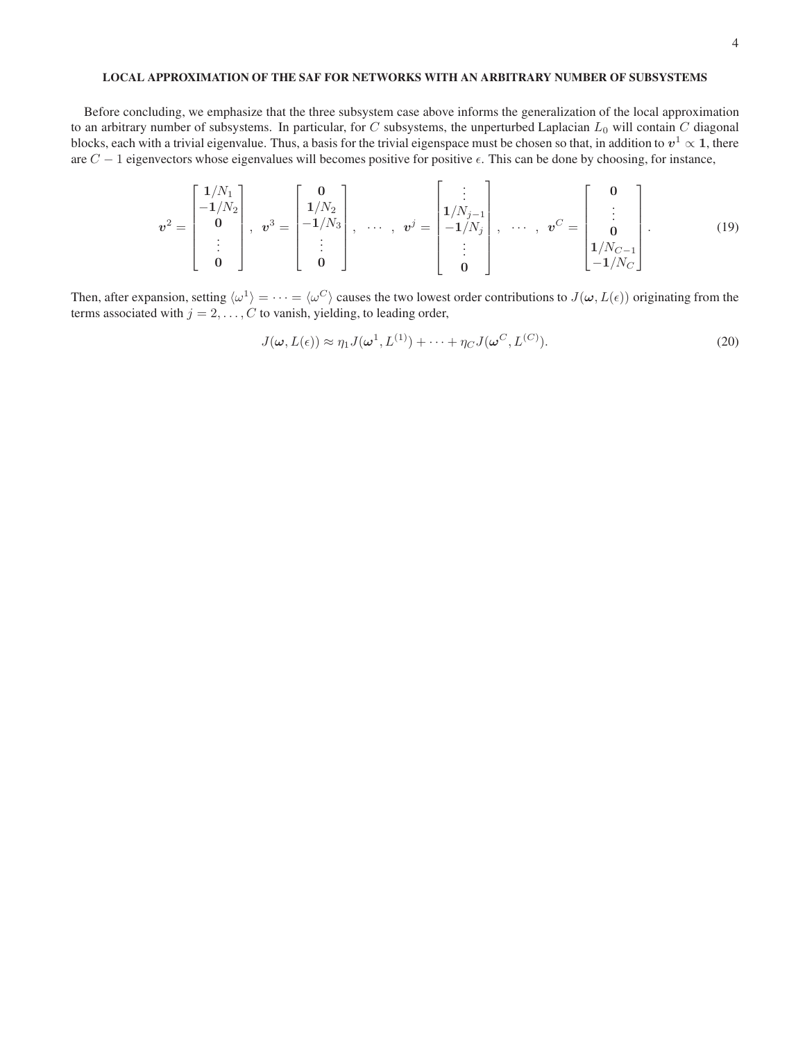### LOCAL APPROXIMATION OF THE SAF FOR NETWORKS WITH AN ARBITRARY NUMBER OF SUBSYSTEMS

Before concluding, we emphasize that the three subsystem case above informs the generalization of the local approximation to an arbitrary number of subsystems. In particular, for $C$ subsystems, the unperturbed Laplacian $L_0$ will contain $C$ diagonal blocks, each with a trivial eigenvalue. Thus, a basis for the trivial eigenspace must be chosen so that, in addition to $\boldsymbol{v}^1 \propto \mathbf{1}$, there are $C-1$ eigenvectors whose eigenvalues will becomes positive for positive $\epsilon$. This can be done by choosing, for instance,

$$\boldsymbol{v}^2 = \begin{bmatrix} \mathbf{1}/N_1 \\ -\mathbf{1}/N_2 \\ \mathbf{0} \\ \vdots \\ \mathbf{0} \end{bmatrix}, \;\; \boldsymbol{v}^3 = \begin{bmatrix} \mathbf{0} \\ \mathbf{1}/N_2 \\ -\mathbf{1}/N_3 \\ \vdots \\ \mathbf{0} \end{bmatrix}, \;\; \cdots \;\; , \;\; \boldsymbol{v}^j = \begin{bmatrix} \vdots \\ \mathbf{1}/N_{j-1} \\ -\mathbf{1}/N_j \\ \vdots \\ \mathbf{0} \end{bmatrix}, \;\; \cdots \;\; , \;\; \boldsymbol{v}^C = \begin{bmatrix} \mathbf{0} \\ \vdots \\ \mathbf{0} \\ \mathbf{1}/N_{C-1} \\ -\mathbf{1}/N_C \end{bmatrix}. \tag{19}$$

Then, after expansion, setting $\langle \omega^1 \rangle = \cdots = \langle \omega^C \rangle$ causes the two lowest order contributions to $J(\boldsymbol{\omega}, L(\epsilon))$ originating from the terms associated with $j = 2, \ldots, C$ to vanish, yielding, to leading order,

$$J(\boldsymbol{\omega}, L(\epsilon)) \approx \eta_1 J(\boldsymbol{\omega}^1, L^{(1)}) + \cdots + \eta_C J(\boldsymbol{\omega}^C, L^{(C)}). \tag{20}$$